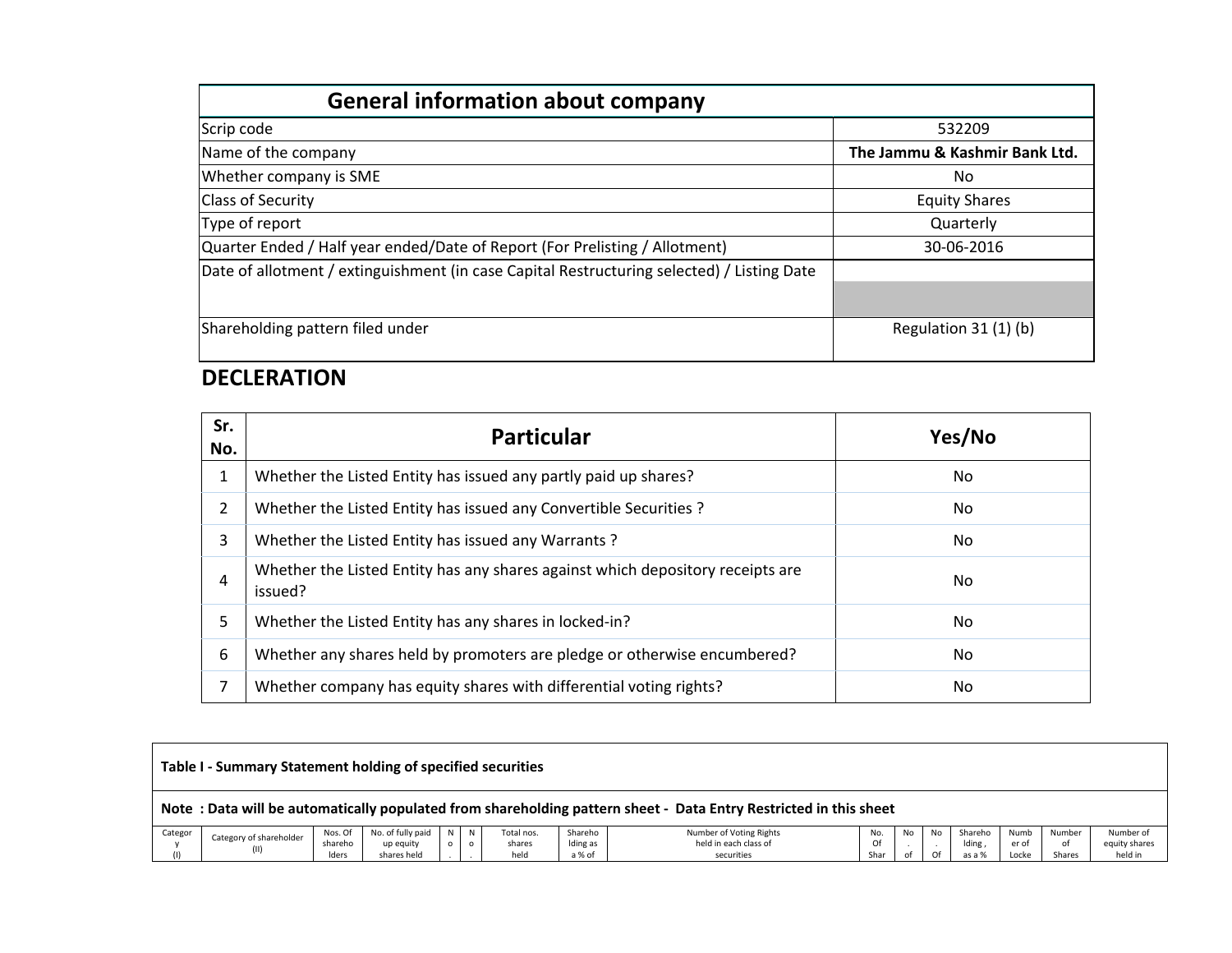## General information about company

| General information about company | |
|---|---|
| Scrip code | 532209 |
| Name of the company | **The Jammu & Kashmir Bank Ltd.** |
| Whether company is SME | No |
| Class of Security | Equity Shares |
| Type of report | Quarterly |
| Quarter Ended / Half year ended/Date of Report (For Prelisting / Allotment) | 30-06-2016 |
| Date of allotment / extinguishment (in case Capital Restructuring selected) / Listing Date | |
| Shareholding pattern filed under | Regulation 31 (1) (b) |

## DECLERATION

| Sr. No. | Particular | Yes/No |
|---|---|---|
| 1 | Whether the Listed Entity has issued any partly paid up shares? | No |
| 2 | Whether the Listed Entity has issued any Convertible Securities ? | No |
| 3 | Whether the Listed Entity has issued any Warrants ? | No |
| 4 | Whether the Listed Entity has any shares against which depository receipts are issued? | No |
| 5 | Whether the Listed Entity has any shares in locked-in? | No |
| 6 | Whether any shares held by promoters are pledge or otherwise encumbered? | No |
| 7 | Whether company has equity shares with differential voting rights? | No |

**Table I - Summary Statement holding of specified securities**

**Note : Data will be automatically populated from shareholding pattern sheet - Data Entry Restricted in this sheet**

| Category (I) | Category of shareholder (II) | Nos. Of shareholders | No. of fully paid up equity shares held | No. | No. | Total nos. shares held | Shareholding as a % of | Number of Voting Rights held in each class of securities | No. Of Shar | No. of | No. Of | Shareholding , as a % | Number of Locke | Number of Shares | Number of equity shares held in |
|---|---|---|---|---|---|---|---|---|---|---|---|---|---|---|---|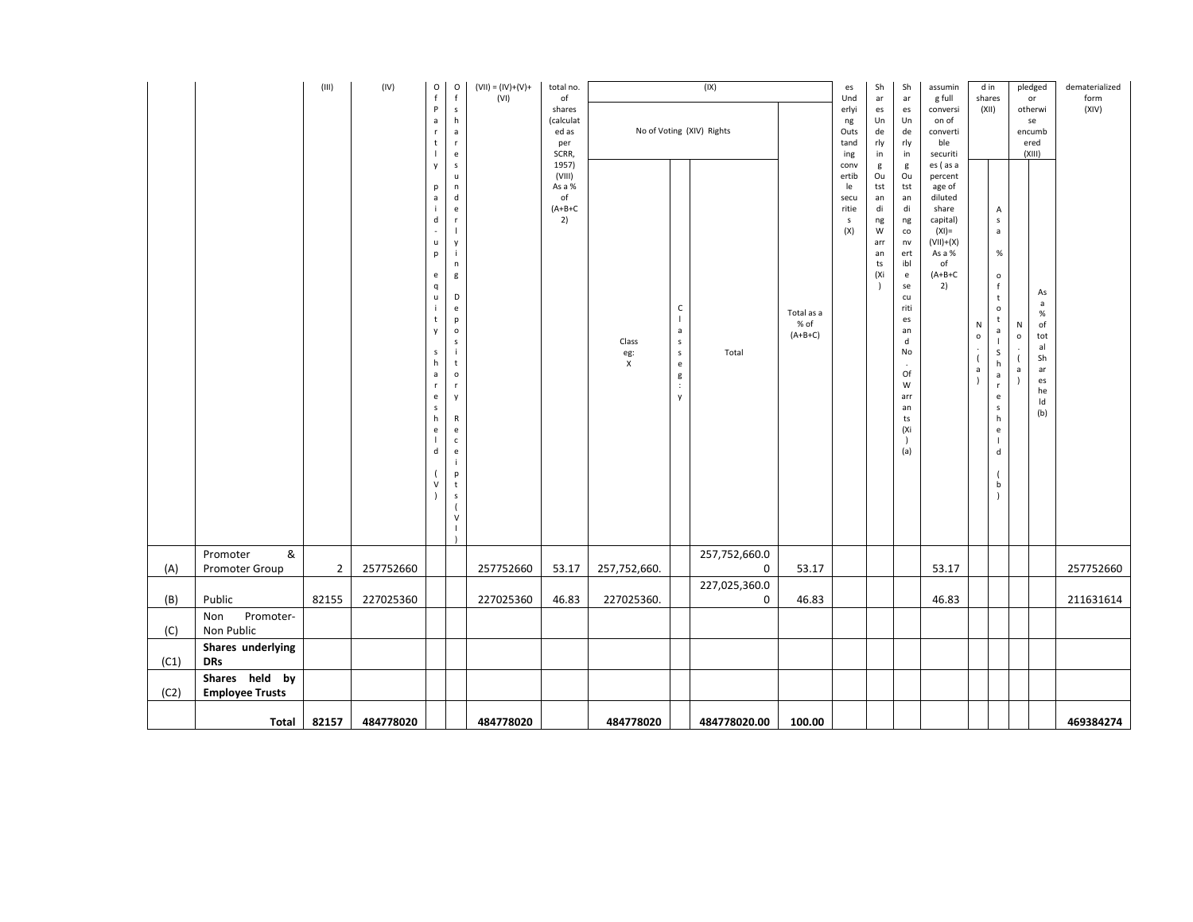|  |  | (III) | (IV) | Of Partly paid-up equity shares held (V) | Of shares underlying Depository Receipts (VI) | (VII) = (IV)+(V)+ (VI) | total no. of shares (calculated as per SCRR, 1957) (VIII) As a % of (A+B+C2) | (IX) |  |  |  | es Underlying Outstanding convertible securities (X) | Shares Underlying Outstanding Warrants (Xi) | Shares Underlying Outstanding convertible securities and No. Of Warrants (Xi) (a) | assuming full conversion of convertible securities ( as a percentage of diluted share capital) (XI)= (VII)+(X) As a % of (A+B+C2) | d in shares (XII) |  | pledged or otherwise encumbered (XIII) |  | dematerialized form (XIV) |
|---|---|---|---|---|---|---|---|---|---|---|---|---|---|---|---|---|---|---|---|---|
|  |  |  |  |  |  |  |  | No of Voting (XIV) Rights |  |  | Total as a % of (A+B+C) |  |  |  |  | No. (a) | As a % of total Shares held (b) | No. (a) | As a % of total Shares held (b) |  |
|  |  |  |  |  |  |  |  | Class eg: X | Class eg: y | Total |  |  |  |  |  |  |  |  |  |  |
| (A) | Promoter & Promoter Group | 2 | 257752660 |  |  | 257752660 | 53.17 | 257,752,660. |  | 257,752,660.0 0 | 53.17 |  |  |  | 53.17 |  |  |  |  | 257752660 |
| (B) | Public | 82155 | 227025360 |  |  | 227025360 | 46.83 | 227025360. |  | 227,025,360.0 0 | 46.83 |  |  |  | 46.83 |  |  |  |  | 211631614 |
| (C) | Non Promoter- Non Public |  |  |  |  |  |  |  |  |  |  |  |  |  |  |  |  |  |  |  |
| (C1) | **Shares underlying DRs** |  |  |  |  |  |  |  |  |  |  |  |  |  |  |  |  |  |  |  |
| (C2) | **Shares held by Employee Trusts** |  |  |  |  |  |  |  |  |  |  |  |  |  |  |  |  |  |  |  |
|  | **Total** | **82157** | **484778020** |  |  | **484778020** |  | **484778020** |  | **484778020.00** | **100.00** |  |  |  |  |  |  |  |  | **469384274** |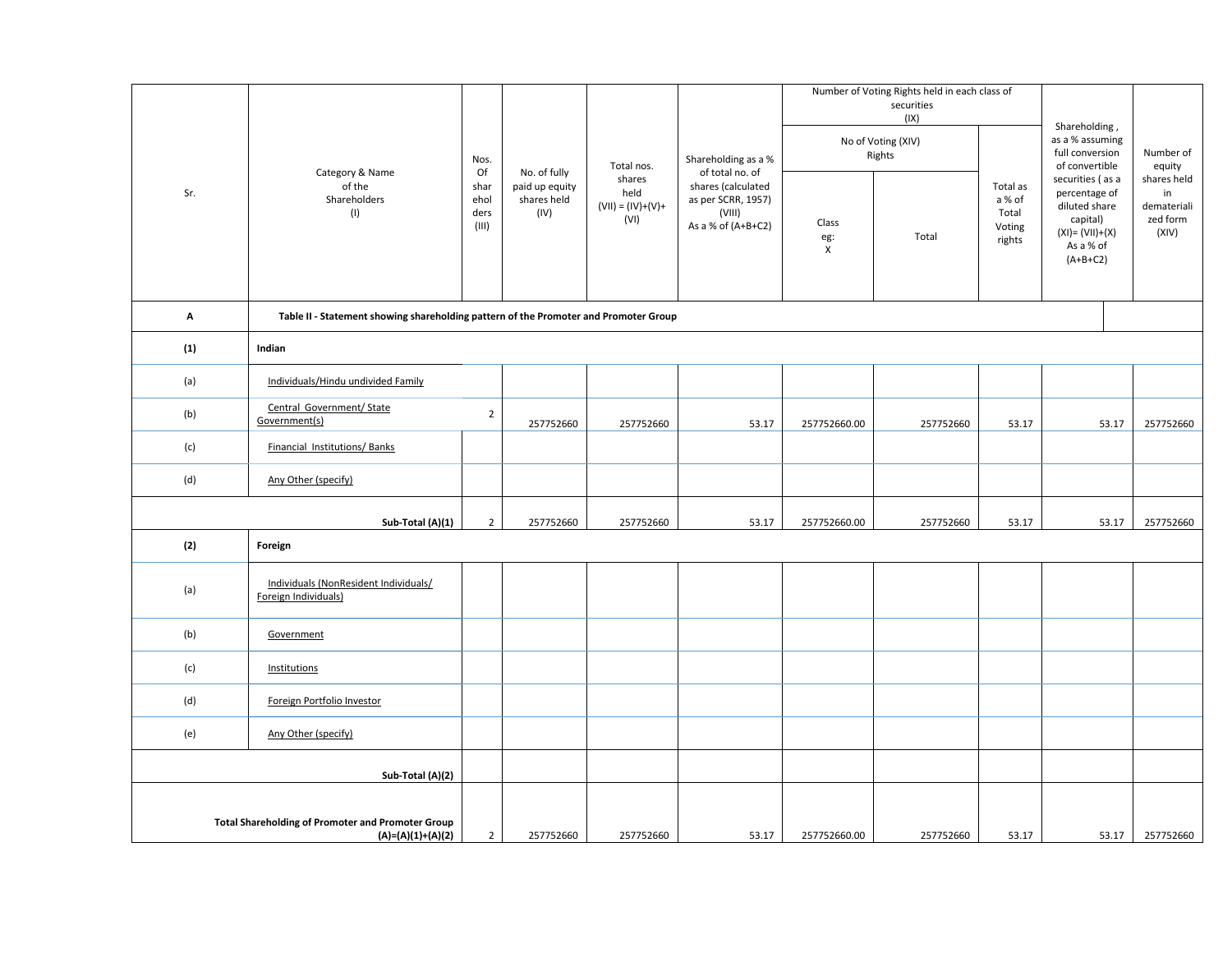| Sr. | Category & Name of the Shareholders (I) | Nos. Of shareholders (III) | No. of fully paid up equity shares held (IV) | Total nos. shares held (VII) = (IV)+(V)+ (VI) | Shareholding as a % of total no. of shares (calculated as per SCRR, 1957) (VIII) As a % of (A+B+C2) | Number of Voting Rights held in each class of securities (IX) | | | Shareholding , as a % assuming full conversion of convertible securities ( as a percentage of diluted share capital) (XI)= (VII)+(X) As a % of (A+B+C2) | Number of equity shares held in dematerialized form (XIV) |
|---|---|---|---|---|---|---|---|---|---|---|
| | | | | | | No of Voting (XIV) Rights | | Total as a % of Total Voting rights | | |
| | | | | | | Class eg: X | Total | | | |
| A | Table II - Statement showing shareholding pattern of the Promoter and Promoter Group | | | | | | | | | |
| (1) | Indian | | | | | | | | | |
| (a) | Individuals/Hindu undivided Family | | | | | | | | | |
| (b) | Central Government/ State Government(s) | 2 | 257752660 | 257752660 | 53.17 | 257752660.00 | 257752660 | 53.17 | 53.17 | 257752660 |
| (c) | Financial Institutions/ Banks | | | | | | | | | |
| (d) | Any Other (specify) | | | | | | | | | |
| | Sub-Total (A)(1) | 2 | 257752660 | 257752660 | 53.17 | 257752660.00 | 257752660 | 53.17 | 53.17 | 257752660 |
| (2) | Foreign | | | | | | | | | |
| (a) | Individuals (NonResident Individuals/ Foreign Individuals) | | | | | | | | | |
| (b) | Government | | | | | | | | | |
| (c) | Institutions | | | | | | | | | |
| (d) | Foreign Portfolio Investor | | | | | | | | | |
| (e) | Any Other (specify) | | | | | | | | | |
| | Sub-Total (A)(2) | | | | | | | | | |
| | Total Shareholding of Promoter and Promoter Group (A)=(A)(1)+(A)(2) | 2 | 257752660 | 257752660 | 53.17 | 257752660.00 | 257752660 | 53.17 | 53.17 | 257752660 |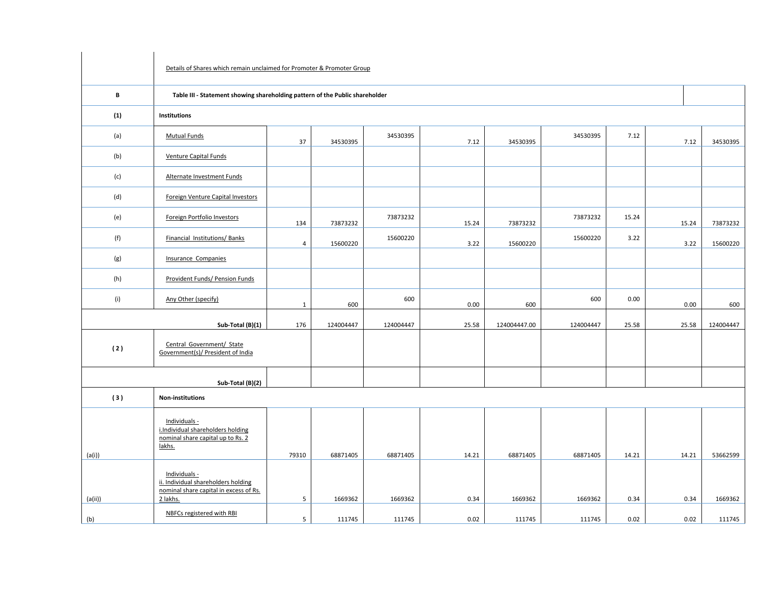| | Details of Shares which remain unclaimed for Promoter & Promoter Group | | | | | | | | | |
|---|---|---|---|---|---|---|---|---|---|---|
| **B** | **Table III - Statement showing shareholding pattern of the Public shareholder** | | | | | | | | | |
| **(1)** | **Institutions** | | | | | | | | | |
| (a) | Mutual Funds | 37 | 34530395 | 34530395 | 7.12 | 34530395 | 34530395 | 7.12 | 7.12 | 34530395 |
| (b) | Venture Capital Funds | | | | | | | | | |
| (c) | Alternate Investment Funds | | | | | | | | | |
| (d) | Foreign Venture Capital Investors | | | | | | | | | |
| (e) | Foreign Portfolio Investors | 134 | 73873232 | 73873232 | 15.24 | 73873232 | 73873232 | 15.24 | 15.24 | 73873232 |
| (f) | Financial Institutions/ Banks | 4 | 15600220 | 15600220 | 3.22 | 15600220 | 15600220 | 3.22 | 3.22 | 15600220 |
| (g) | Insurance Companies | | | | | | | | | |
| (h) | Provident Funds/ Pension Funds | | | | | | | | | |
| (i) | Any Other (specify) | 1 | 600 | 600 | 0.00 | 600 | 600 | 0.00 | 0.00 | 600 |
| | **Sub-Total (B)(1)** | 176 | 124004447 | 124004447 | 25.58 | 124004447.00 | 124004447 | 25.58 | 25.58 | 124004447 |
| **( 2 )** | Central Government/ State Government(s)/ President of India | | | | | | | | | |
| | **Sub-Total (B)(2)** | | | | | | | | | |
| **( 3 )** | **Non-institutions** | | | | | | | | | |
| (a(i)) | Individuals - i.Individual shareholders holding nominal share capital up to Rs. 2 lakhs. | 79310 | 68871405 | 68871405 | 14.21 | 68871405 | 68871405 | 14.21 | 14.21 | 53662599 |
| (a(ii)) | Individuals - ii. Individual shareholders holding nominal share capital in excess of Rs. 2 lakhs. | 5 | 1669362 | 1669362 | 0.34 | 1669362 | 1669362 | 0.34 | 0.34 | 1669362 |
| (b) | NBFCs registered with RBI | 5 | 111745 | 111745 | 0.02 | 111745 | 111745 | 0.02 | 0.02 | 111745 |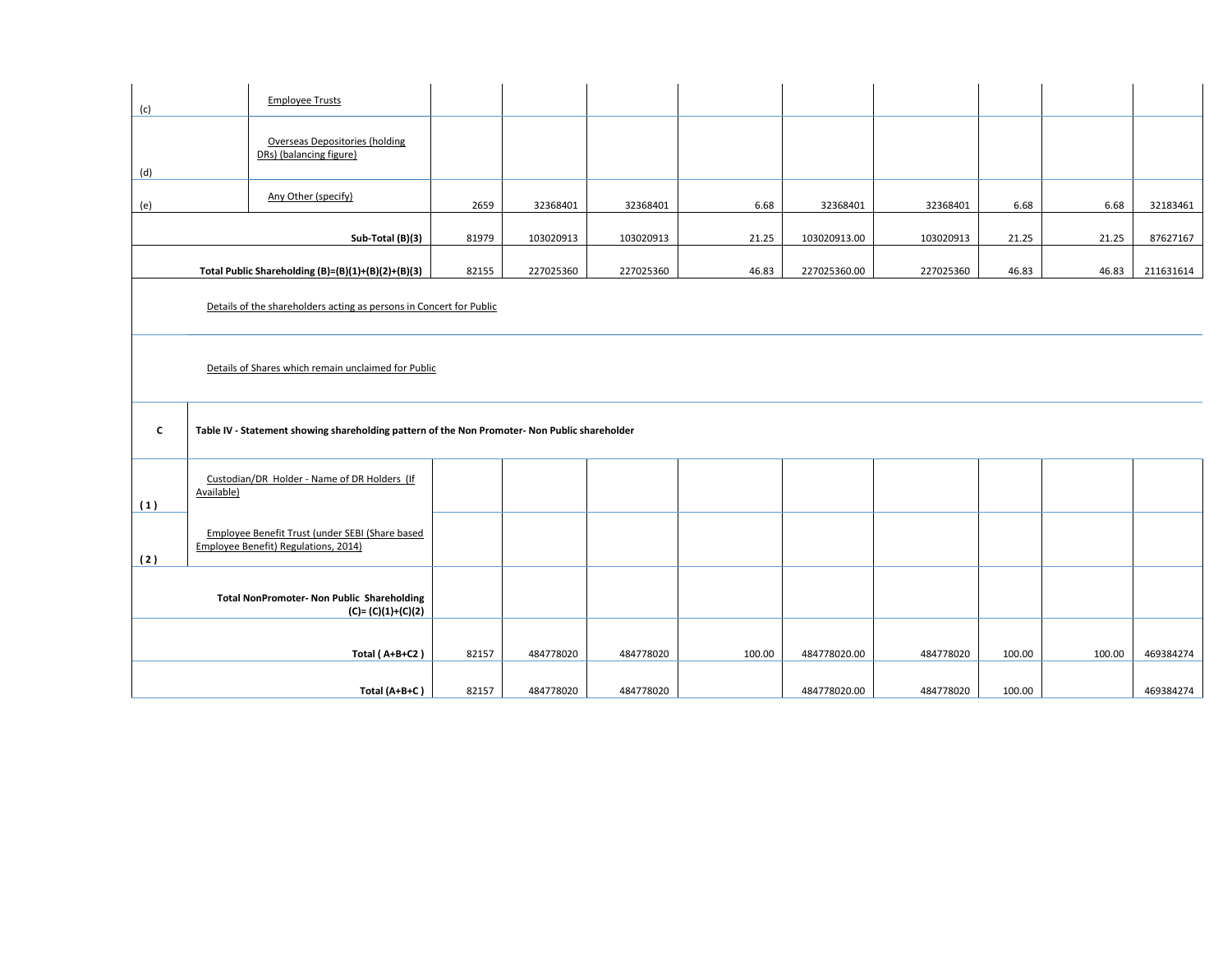| | | | | | | | | | | |
|---|---|---|---|---|---|---|---|---|---|---|
| (c) | Employee Trusts | | | | | | | | | |
| (d) | Overseas Depositories (holding DRs) (balancing figure) | | | | | | | | | |
| (e) | Any Other (specify) | 2659 | 32368401 | 32368401 | 6.68 | 32368401 | 32368401 | 6.68 | 6.68 | 32183461 |
| | **Sub-Total (B)(3)** | 81979 | 103020913 | 103020913 | 21.25 | 103020913.00 | 103020913 | 21.25 | 21.25 | 87627167 |
| | **Total Public Shareholding (B)=(B)(1)+(B)(2)+(B)(3)** | 82155 | 227025360 | 227025360 | 46.83 | 227025360.00 | 227025360 | 46.83 | 46.83 | 211631614 |
| | Details of the shareholders acting as persons in Concert for Public | | | | | | | | | |
| | Details of Shares which remain unclaimed for Public | | | | | | | | | |
| **C** | **Table IV - Statement showing shareholding pattern of the Non Promoter- Non Public shareholder** | | | | | | | | | |
| ( 1 ) | Custodian/DR Holder - Name of DR Holders (If Available) | | | | | | | | | |
| ( 2 ) | Employee Benefit Trust (under SEBI (Share based Employee Benefit) Regulations, 2014) | | | | | | | | | |
| | **Total NonPromoter- Non Public Shareholding (C)= (C)(1)+(C)(2)** | | | | | | | | | |
| | **Total ( A+B+C2 )** | 82157 | 484778020 | 484778020 | 100.00 | 484778020.00 | 484778020 | 100.00 | 100.00 | 469384274 |
| | **Total (A+B+C )** | 82157 | 484778020 | 484778020 | | 484778020.00 | 484778020 | 100.00 | | 469384274 |